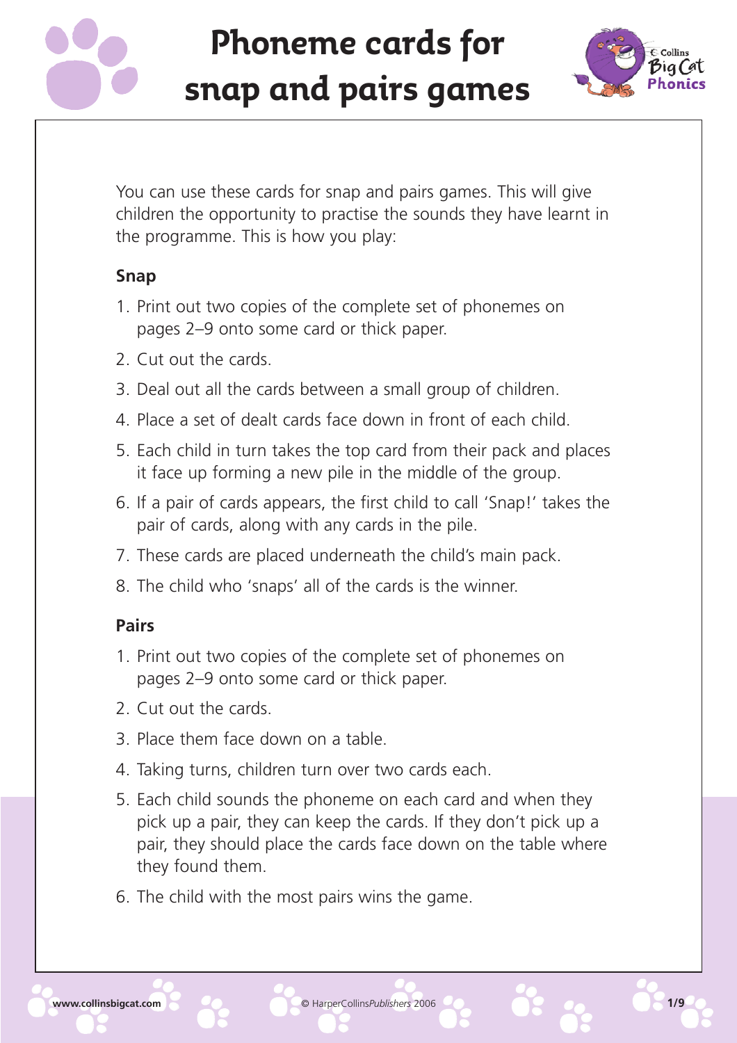# Phoneme cards for snap and pairs games

You can use these cards for snap and pairs games. This will give children the opportunity to practise the sounds they have learnt in the programme. This is how you play:

**Snap**

1. Print out two copies of the complete set of phonemes on pages 2–9 onto some card or thick paper.
2. Cut out the cards.
3. Deal out all the cards between a small group of children.
4. Place a set of dealt cards face down in front of each child.
5. Each child in turn takes the top card from their pack and places it face up forming a new pile in the middle of the group.
6. If a pair of cards appears, the first child to call 'Snap!' takes the pair of cards, along with any cards in the pile.
7. These cards are placed underneath the child's main pack.
8. The child who 'snaps' all of the cards is the winner.

**Pairs**

1. Print out two copies of the complete set of phonemes on pages 2–9 onto some card or thick paper.
2. Cut out the cards.
3. Place them face down on a table.
4. Taking turns, children turn over two cards each.
5. Each child sounds the phoneme on each card and when they pick up a pair, they can keep the cards. If they don't pick up a pair, they should place the cards face down on the table where they found them.
6. The child with the most pairs wins the game.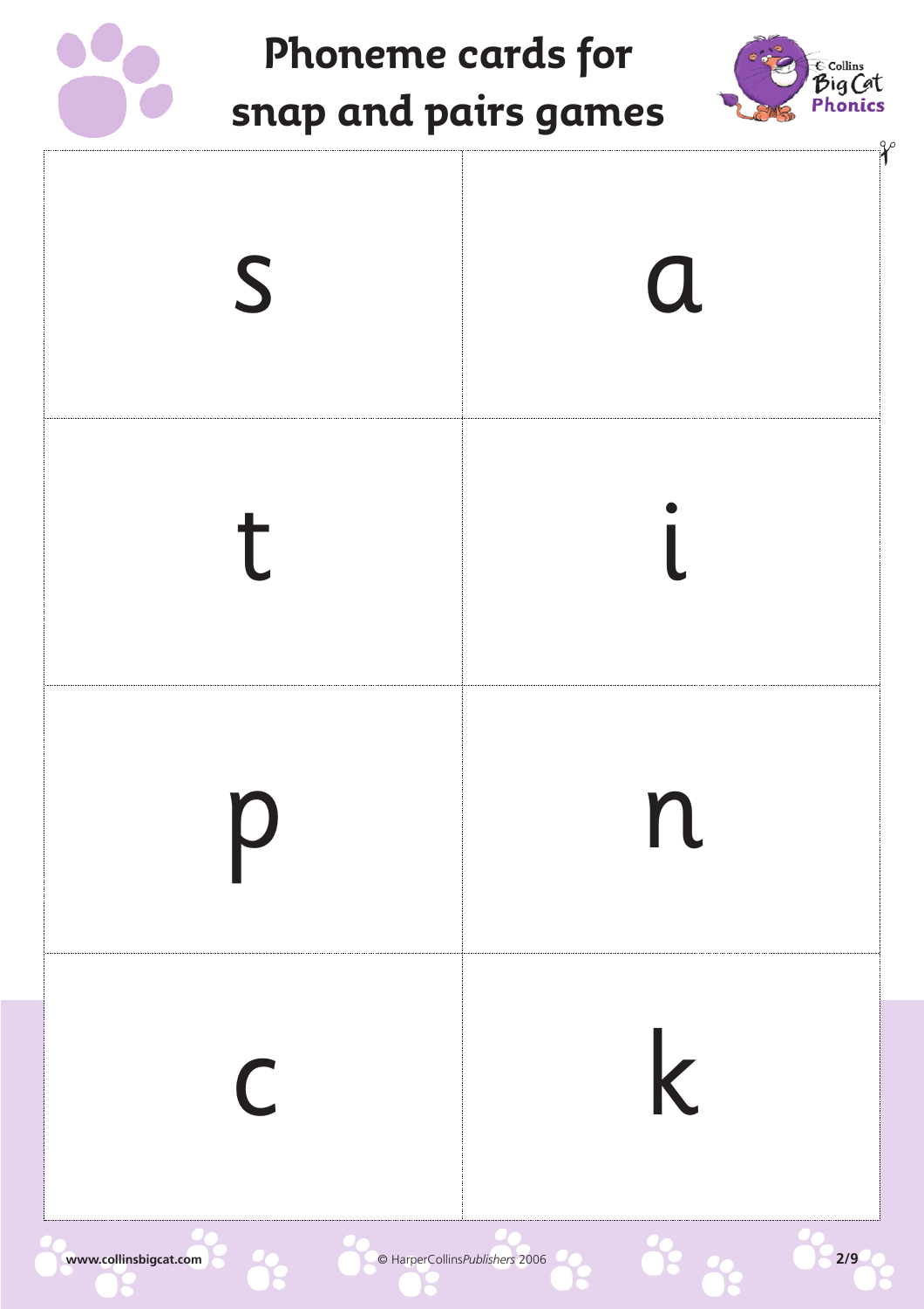# Phoneme cards for snap and pairs games

| | |
|---|---|
| s | a |
| t | i |
| p | n |
| c | k |

www.collinsbigcat.com © HarperCollins*Publishers* 2006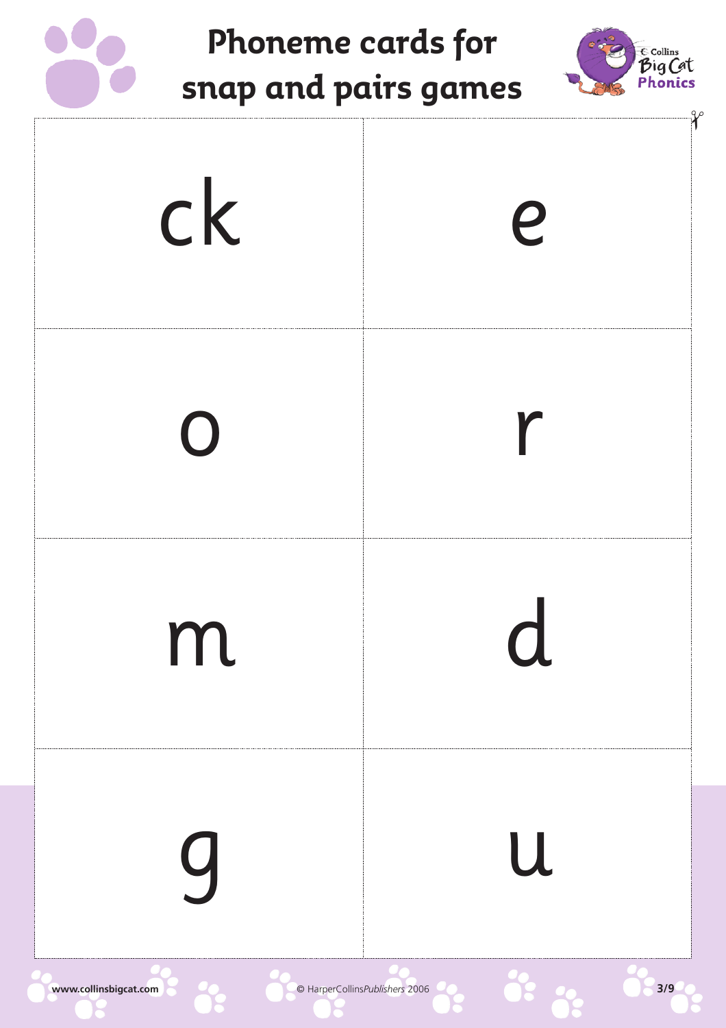# Phoneme cards for snap and pairs games

| | |
|---|---|
| ck | e |
| o | r |
| m | d |
| g | u |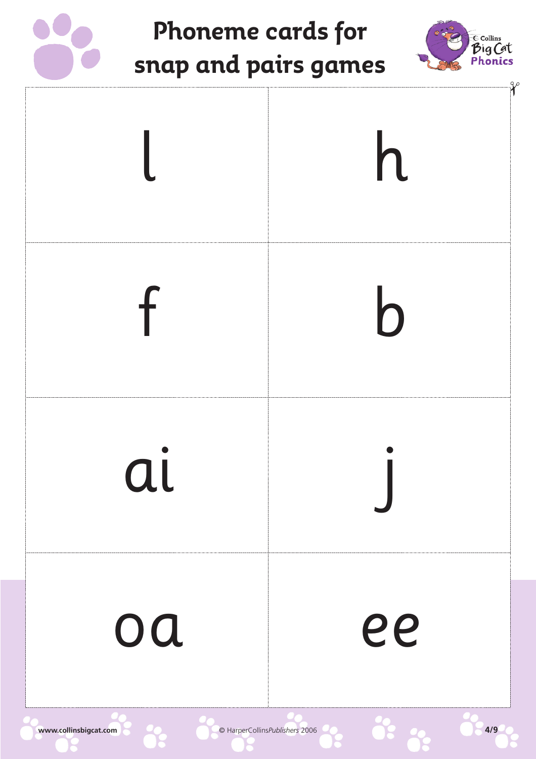# Phoneme cards for snap and pairs games

| | |
|---|---|
| l | h |
| f | b |
| ai | j |
| oa | ee |

www.collinsbigcat.com © HarperCollins*Publishers* 2006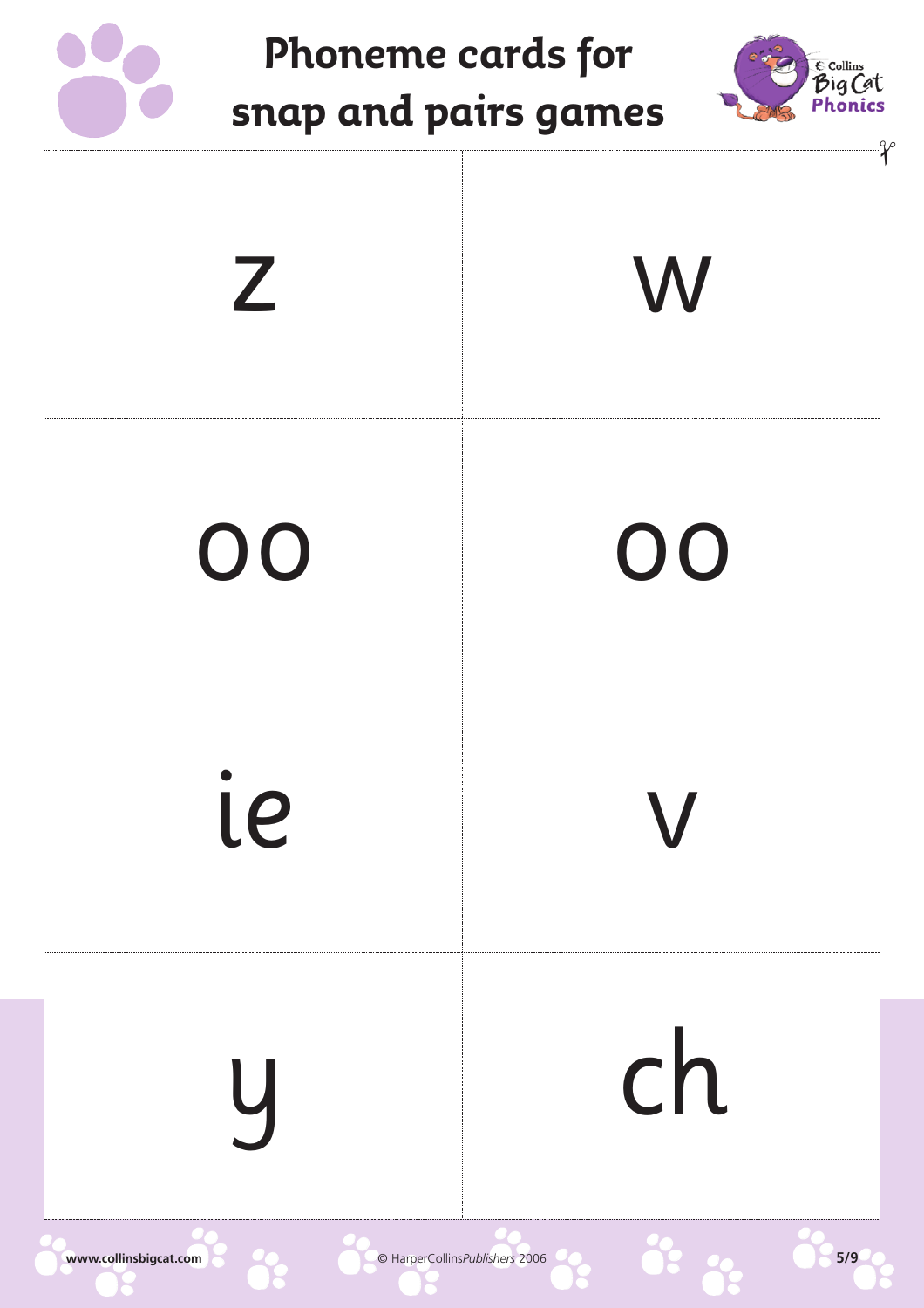# Phoneme cards for snap and pairs games

| | |
|---|---|
| z | w |
| oo | oo |
| ie | v |
| y | ch |

www.collinsbigcat.com

© HarperCollins*Publishers* 2006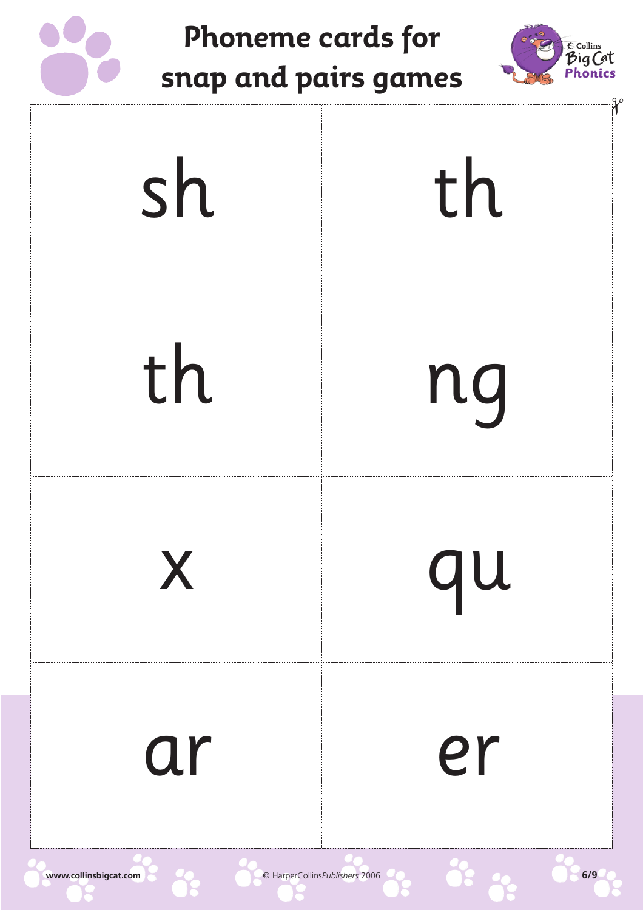# Phoneme cards for snap and pairs games

| | |
|---|---|
| sh | th |
| th | ng |
| x | qu |
| ar | er |

www.collinsbigcat.com © HarperCollins*Publishers* 2006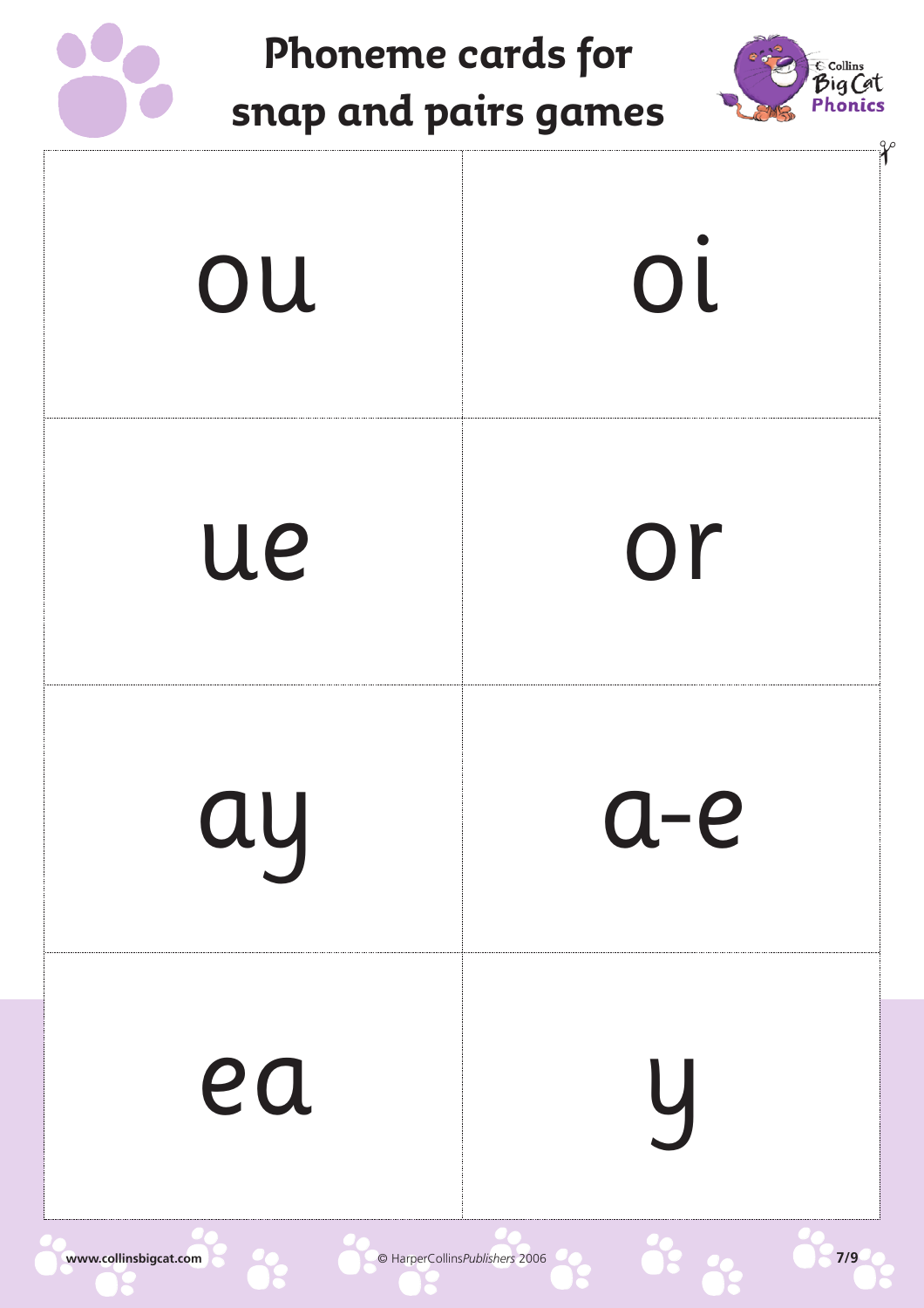# Phoneme cards for snap and pairs games

| | |
|---|---|
| ou | oi |
| ue | or |
| ay | a-e |
| ea | y |

www.collinsbigcat.com © HarperCollins*Publishers* 2006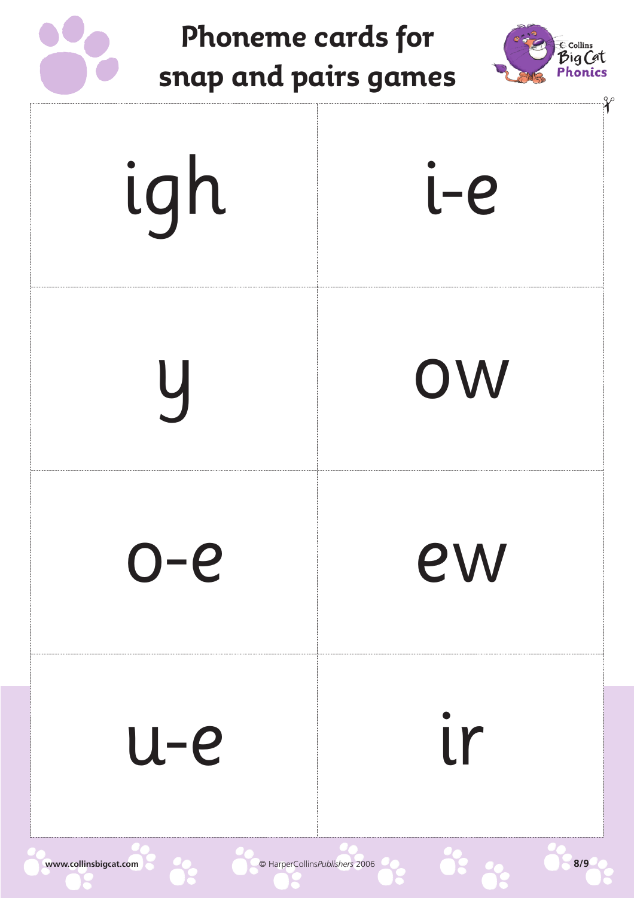# Phoneme cards for snap and pairs games

| | |
|---|---|
| igh | i-e |
| y | ow |
| o-e | ew |
| u-e | ir |

www.collinsbigcat.com © HarperCollins*Publishers* 2006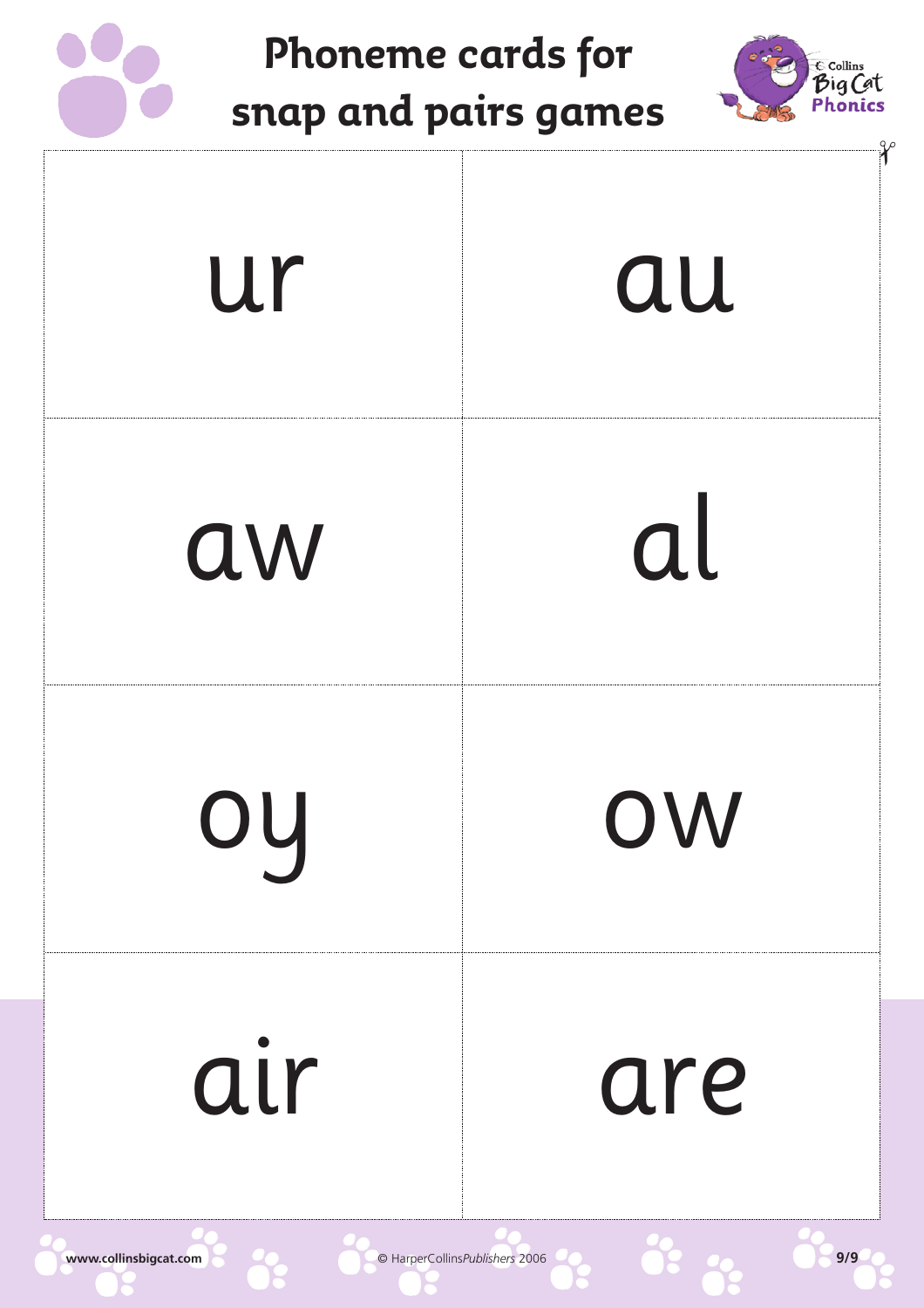# Phoneme cards for snap and pairs games

| | |
|---|---|
| ur | au |
| aw | al |
| oy | ow |
| air | are |

www.collinsbigcat.com © HarperCollins*Publishers* 2006